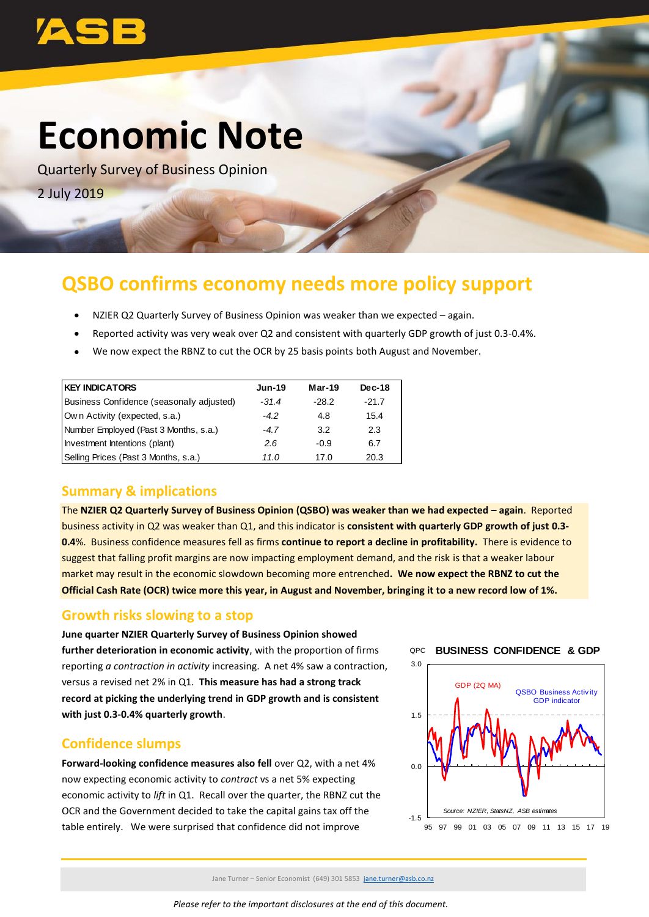# Economic Note

Quarterly Survey of Business Opinion

2 July 2019

## QSBO confirms economy needs more policy support

- NZIER Q2 Quarterly Survey of Business Opinion was weaker than we expected – again.
- Reported activity was very weak over Q2 and consistent with quarterly GDP growth of just 0.3-0.4%.
- We now expect the RBNZ to cut the OCR by 25 basis points both August and November.

| KEY INDICATORS | Jun-19 | Mar-19 | Dec-18 |
|---|---|---|---|
| Business Confidence (seasonally adjusted) | *-31.4* | -28.2 | -21.7 |
| Own Activity (expected, s.a.) | *-4.2* | 4.8 | 15.4 |
| Number Employed (Past 3 Months, s.a.) | *-4.7* | 3.2 | 2.3 |
| Investment Intentions (plant) | *2.6* | -0.9 | 6.7 |
| Selling Prices (Past 3 Months, s.a.) | *11.0* | 17.0 | 20.3 |

### Summary & implications

The **NZIER Q2 Quarterly Survey of Business Opinion (QSBO) was weaker than we had expected – again**. Reported business activity in Q2 was weaker than Q1, and this indicator is **consistent with quarterly GDP growth of just 0.3-0.4**%. Business confidence measures fell as firms **continue to report a decline in profitability.** There is evidence to suggest that falling profit margins are now impacting employment demand, and the risk is that a weaker labour market may result in the economic slowdown becoming more entrenched. **We now expect the RBNZ to cut the Official Cash Rate (OCR) twice more this year, in August and November, bringing it to a new record low of 1%.**

### Growth risks slowing to a stop

**June quarter NZIER Quarterly Survey of Business Opinion showed further deterioration in economic activity**, with the proportion of firms reporting *a contraction in activity* increasing. A net 4% saw a contraction, versus a revised net 2% in Q1. **This measure has had a strong track record at picking the underlying trend in GDP growth and is consistent with just 0.3-0.4% quarterly growth**.

### Confidence slumps

**Forward-looking confidence measures also fell** over Q2, with a net 4% now expecting economic activity to *contract* vs a net 5% expecting economic activity to *lift* in Q1. Recall over the quarter, the RBNZ cut the OCR and the Government decided to take the capital gains tax off the table entirely. We were surprised that confidence did not improve

Jane Turner – Senior Economist (649) 301 5853 jane.turner@asb.co.nz

*Please refer to the important disclosures at the end of this document.*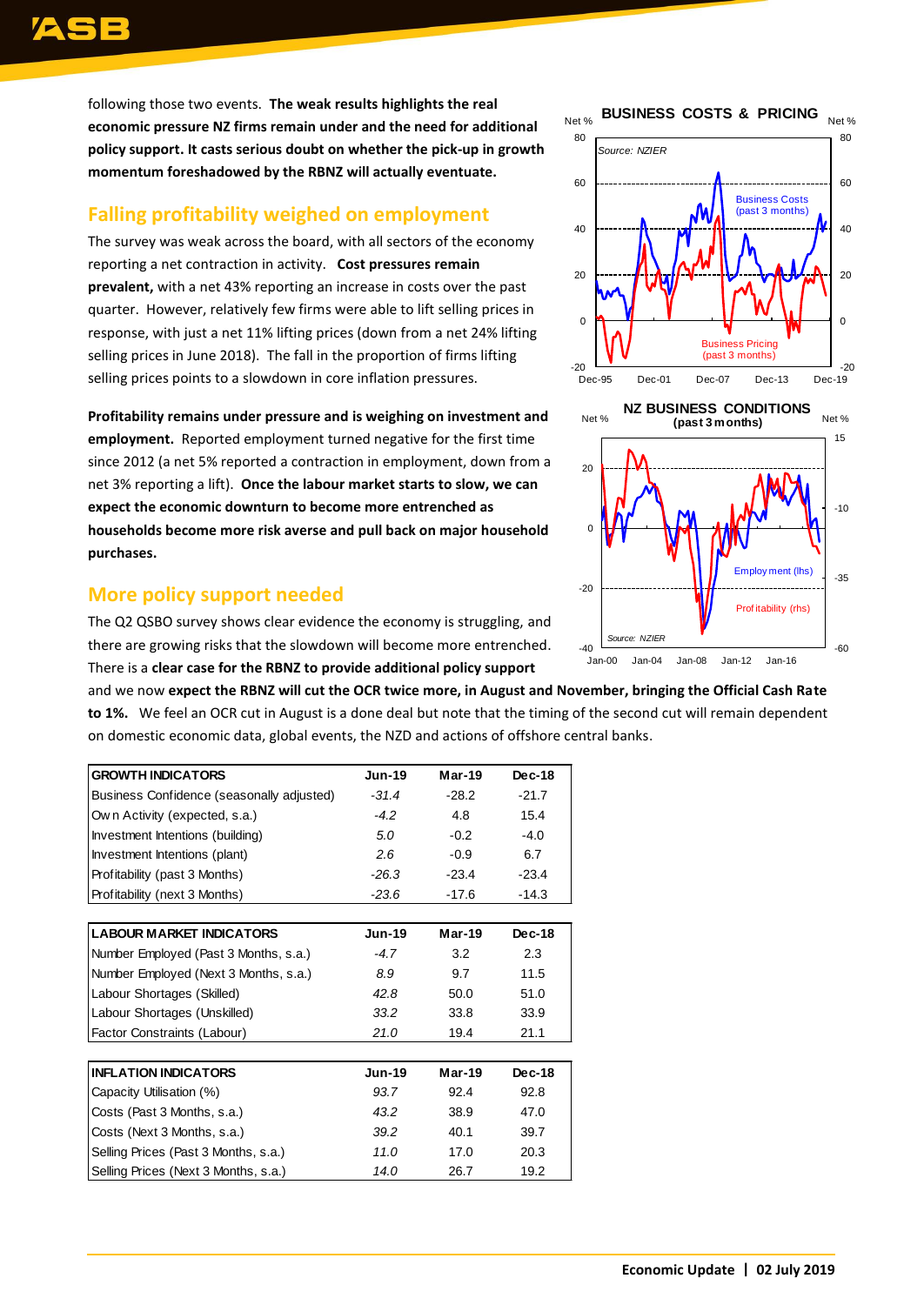following those two events. **The weak results highlights the real economic pressure NZ firms remain under and the need for additional policy support. It casts serious doubt on whether the pick-up in growth momentum foreshadowed by the RBNZ will actually eventuate.**

## Falling profitability weighed on employment

The survey was weak across the board, with all sectors of the economy reporting a net contraction in activity. **Cost pressures remain prevalent,** with a net 43% reporting an increase in costs over the past quarter. However, relatively few firms were able to lift selling prices in response, with just a net 11% lifting prices (down from a net 24% lifting selling prices in June 2018). The fall in the proportion of firms lifting selling prices points to a slowdown in core inflation pressures.

**Profitability remains under pressure and is weighing on investment and employment.** Reported employment turned negative for the first time since 2012 (a net 5% reported a contraction in employment, down from a net 3% reporting a lift). **Once the labour market starts to slow, we can expect the economic downturn to become more entrenched as households become more risk averse and pull back on major household purchases.**

## More policy support needed

The Q2 QSBO survey shows clear evidence the economy is struggling, and there are growing risks that the slowdown will become more entrenched. There is a **clear case for the RBNZ to provide additional policy support** and we now **expect the RBNZ will cut the OCR twice more, in August and November, bringing the Official Cash Rate to 1%.** We feel an OCR cut in August is a done deal but note that the timing of the second cut will remain dependent on domestic economic data, global events, the NZD and actions of offshore central banks.

| GROWTH INDICATORS | Jun-19 | Mar-19 | Dec-18 |
|---|---|---|---|
| Business Confidence (seasonally adjusted) | *-31.4* | -28.2 | -21.7 |
| Own Activity (expected, s.a.) | *-4.2* | 4.8 | 15.4 |
| Investment Intentions (building) | *5.0* | -0.2 | -4.0 |
| Investment Intentions (plant) | *2.6* | -0.9 | 6.7 |
| Profitability (past 3 Months) | *-26.3* | -23.4 | -23.4 |
| Profitability (next 3 Months) | *-23.6* | -17.6 | -14.3 |

| LABOUR MARKET INDICATORS | Jun-19 | Mar-19 | Dec-18 |
|---|---|---|---|
| Number Employed (Past 3 Months, s.a.) | *-4.7* | 3.2 | 2.3 |
| Number Employed (Next 3 Months, s.a.) | *8.9* | 9.7 | 11.5 |
| Labour Shortages (Skilled) | *42.8* | 50.0 | 51.0 |
| Labour Shortages (Unskilled) | *33.2* | 33.8 | 33.9 |
| Factor Constraints (Labour) | *21.0* | 19.4 | 21.1 |

| INFLATION INDICATORS | Jun-19 | Mar-19 | Dec-18 |
|---|---|---|---|
| Capacity Utilisation (%) | *93.7* | 92.4 | 92.8 |
| Costs (Past 3 Months, s.a.) | *43.2* | 38.9 | 47.0 |
| Costs (Next 3 Months, s.a.) | *39.2* | 40.1 | 39.7 |
| Selling Prices (Past 3 Months, s.a.) | *11.0* | 17.0 | 20.3 |
| Selling Prices (Next 3 Months, s.a.) | *14.0* | 26.7 | 19.2 |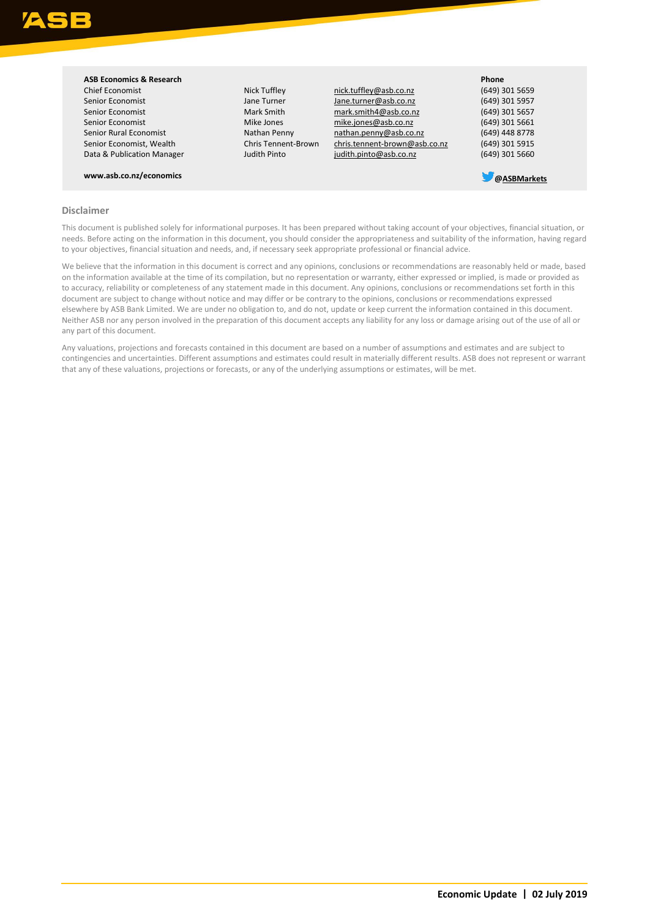| ASB Economics & Research | | | Phone |
| --- | --- | --- | --- |
| Chief Economist | Nick Tuffley | nick.tuffley@asb.co.nz | (649) 301 5659 |
| Senior Economist | Jane Turner | Jane.turner@asb.co.nz | (649) 301 5957 |
| Senior Economist | Mark Smith | mark.smith4@asb.co.nz | (649) 301 5657 |
| Senior Economist | Mike Jones | mike.jones@asb.co.nz | (649) 301 5661 |
| Senior Rural Economist | Nathan Penny | nathan.penny@asb.co.nz | (649) 448 8778 |
| Senior Economist, Wealth | Chris Tennent-Brown | chris.tennent-brown@asb.co.nz | (649) 301 5915 |
| Data & Publication Manager | Judith Pinto | judith.pinto@asb.co.nz | (649) 301 5660 |

**www.asb.co.nz/economics**

**@ASBMarkets**

## Disclaimer

This document is published solely for informational purposes. It has been prepared without taking account of your objectives, financial situation, or needs. Before acting on the information in this document, you should consider the appropriateness and suitability of the information, having regard to your objectives, financial situation and needs, and, if necessary seek appropriate professional or financial advice.

We believe that the information in this document is correct and any opinions, conclusions or recommendations are reasonably held or made, based on the information available at the time of its compilation, but no representation or warranty, either expressed or implied, is made or provided as to accuracy, reliability or completeness of any statement made in this document. Any opinions, conclusions or recommendations set forth in this document are subject to change without notice and may differ or be contrary to the opinions, conclusions or recommendations expressed elsewhere by ASB Bank Limited. We are under no obligation to, and do not, update or keep current the information contained in this document. Neither ASB nor any person involved in the preparation of this document accepts any liability for any loss or damage arising out of the use of all or any part of this document.

Any valuations, projections and forecasts contained in this document are based on a number of assumptions and estimates and are subject to contingencies and uncertainties. Different assumptions and estimates could result in materially different results. ASB does not represent or warrant that any of these valuations, projections or forecasts, or any of the underlying assumptions or estimates, will be met.